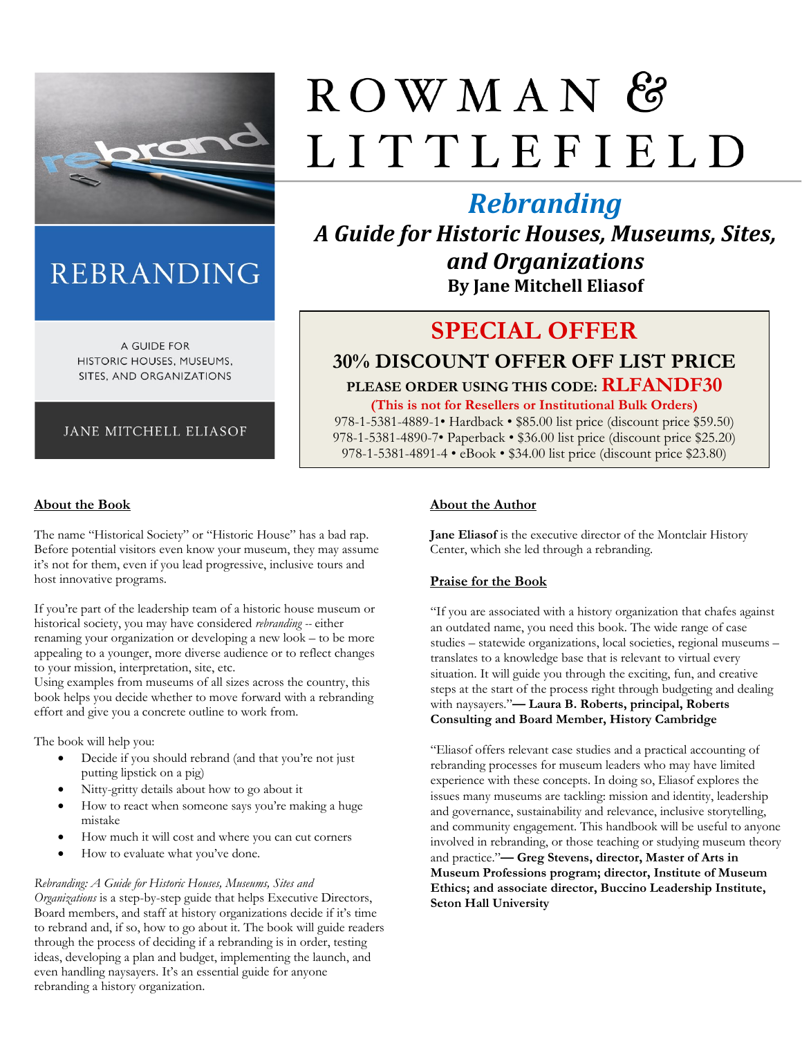# ROWMAN & LITTLEFIELD

## *Rebranding*

### *A Guide for Historic Houses, Museums, Sites, and Organizations*

**By Jane Mitchell Eliasof**

## SPECIAL OFFER

**30% DISCOUNT OFFER OFF LIST PRICE**

**PLEASE ORDER USING THIS CODE: RLFANDF30**

**(This is not for Resellers or Institutional Bulk Orders)**

978-1-5381-4889-1• Hardback • $85.00 list price (discount price $59.50)
978-1-5381-4890-7• Paperback • $36.00 list price (discount price $25.20)
978-1-5381-4891-4 • eBook • $34.00 list price (discount price $23.80)

## About the Book

The name "Historical Society" or "Historic House" has a bad rap. Before potential visitors even know your museum, they may assume it's not for them, even if you lead progressive, inclusive tours and host innovative programs.

If you're part of the leadership team of a historic house museum or historical society, you may have considered *rebranding* -- either renaming your organization or developing a new look – to be more appealing to a younger, more diverse audience or to reflect changes to your mission, interpretation, site, etc.
Using examples from museums of all sizes across the country, this book helps you decide whether to move forward with a rebranding effort and give you a concrete outline to work from.

The book will help you:

- Decide if you should rebrand (and that you're not just putting lipstick on a pig)
- Nitty-gritty details about how to go about it
- How to react when someone says you're making a huge mistake
- How much it will cost and where you can cut corners
- How to evaluate what you've done.

*Rebranding: A Guide for Historic Houses, Museums, Sites and Organizations* is a step-by-step guide that helps Executive Directors, Board members, and staff at history organizations decide if it's time to rebrand and, if so, how to go about it. The book will guide readers through the process of deciding if a rebranding is in order, testing ideas, developing a plan and budget, implementing the launch, and even handling naysayers. It's an essential guide for anyone rebranding a history organization.

## About the Author

**Jane Eliasof** is the executive director of the Montclair History Center, which she led through a rebranding.

## Praise for the Book

"If you are associated with a history organization that chafes against an outdated name, you need this book. The wide range of case studies – statewide organizations, local societies, regional museums – translates to a knowledge base that is relevant to virtual every situation. It will guide you through the exciting, fun, and creative steps at the start of the process right through budgeting and dealing with naysayers."**— Laura B. Roberts, principal, Roberts Consulting and Board Member, History Cambridge**

"Eliasof offers relevant case studies and a practical accounting of rebranding processes for museum leaders who may have limited experience with these concepts. In doing so, Eliasof explores the issues many museums are tackling: mission and identity, leadership and governance, sustainability and relevance, inclusive storytelling, and community engagement. This handbook will be useful to anyone involved in rebranding, or those teaching or studying museum theory and practice."**— Greg Stevens, director, Master of Arts in Museum Professions program; director, Institute of Museum Ethics; and associate director, Buccino Leadership Institute, Seton Hall University**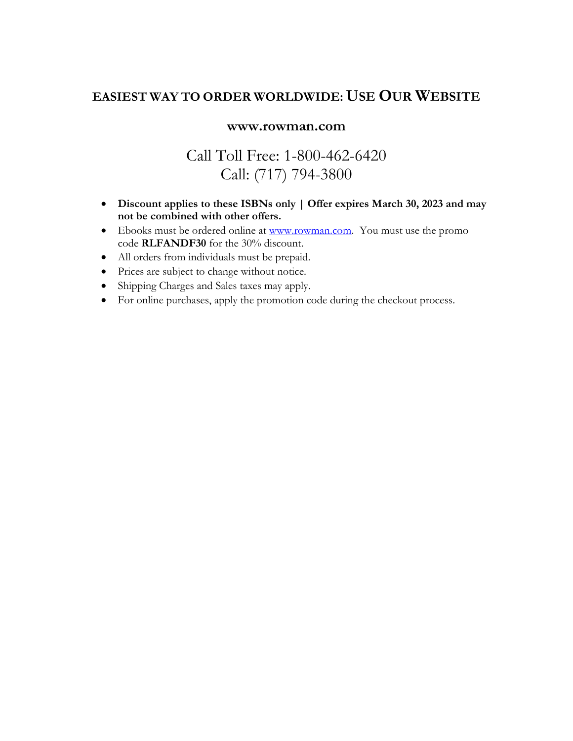## EASIEST WAY TO ORDER WORLDWIDE: USE OUR WEBSITE

**www.rowman.com**

Call Toll Free: 1-800-462-6420
Call: (717) 794-3800

- **Discount applies to these ISBNs only | Offer expires March 30, 2023 and may not be combined with other offers.**
- Ebooks must be ordered online at www.rowman.com. You must use the promo code **RLFANDF30** for the 30% discount.
- All orders from individuals must be prepaid.
- Prices are subject to change without notice.
- Shipping Charges and Sales taxes may apply.
- For online purchases, apply the promotion code during the checkout process.